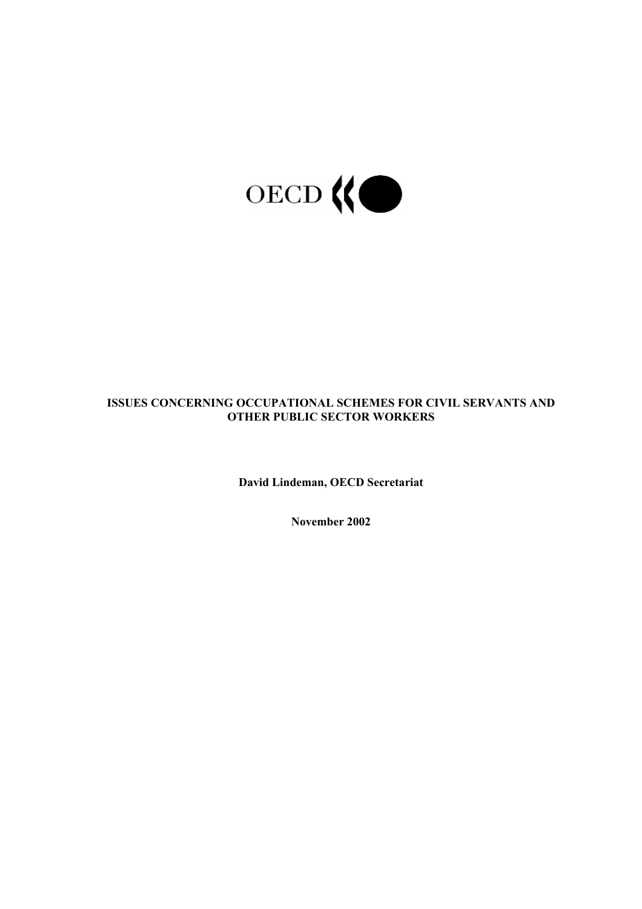OECD

# ISSUES CONCERNING OCCUPATIONAL SCHEMES FOR CIVIL SERVANTS AND OTHER PUBLIC SECTOR WORKERS

**David Lindeman, OECD Secretariat**

**November 2002**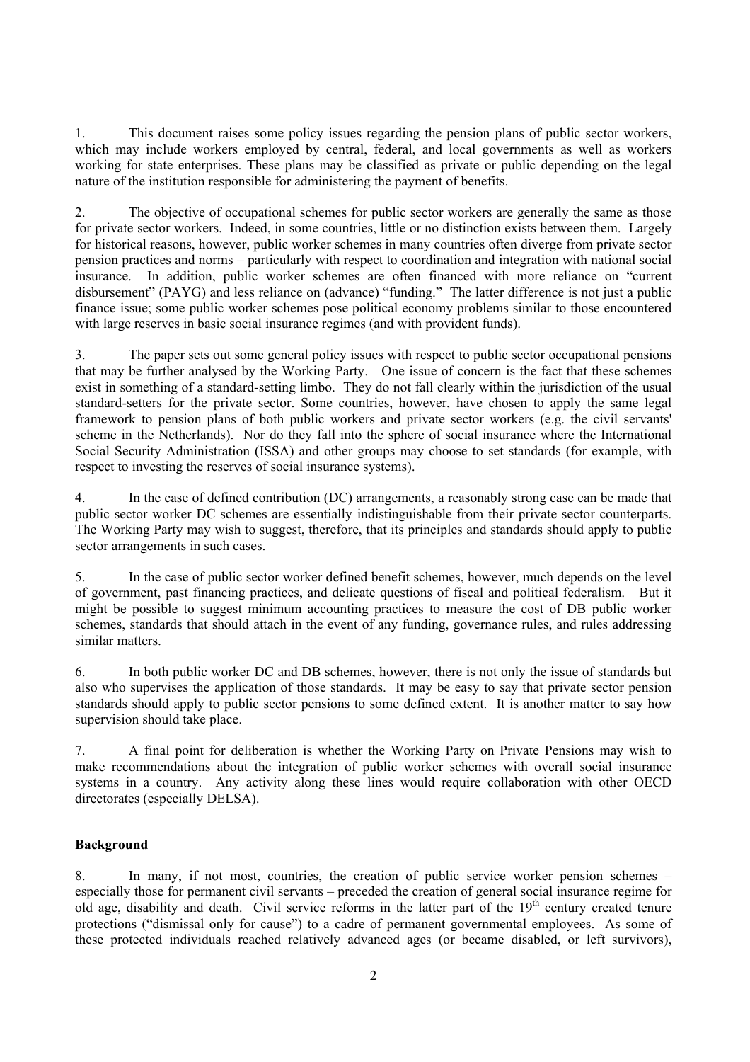1. This document raises some policy issues regarding the pension plans of public sector workers, which may include workers employed by central, federal, and local governments as well as workers working for state enterprises. These plans may be classified as private or public depending on the legal nature of the institution responsible for administering the payment of benefits.

2. The objective of occupational schemes for public sector workers are generally the same as those for private sector workers. Indeed, in some countries, little or no distinction exists between them. Largely for historical reasons, however, public worker schemes in many countries often diverge from private sector pension practices and norms – particularly with respect to coordination and integration with national social insurance. In addition, public worker schemes are often financed with more reliance on "current disbursement" (PAYG) and less reliance on (advance) "funding." The latter difference is not just a public finance issue; some public worker schemes pose political economy problems similar to those encountered with large reserves in basic social insurance regimes (and with provident funds).

3. The paper sets out some general policy issues with respect to public sector occupational pensions that may be further analysed by the Working Party. One issue of concern is the fact that these schemes exist in something of a standard-setting limbo. They do not fall clearly within the jurisdiction of the usual standard-setters for the private sector. Some countries, however, have chosen to apply the same legal framework to pension plans of both public workers and private sector workers (e.g. the civil servants' scheme in the Netherlands). Nor do they fall into the sphere of social insurance where the International Social Security Administration (ISSA) and other groups may choose to set standards (for example, with respect to investing the reserves of social insurance systems).

4. In the case of defined contribution (DC) arrangements, a reasonably strong case can be made that public sector worker DC schemes are essentially indistinguishable from their private sector counterparts. The Working Party may wish to suggest, therefore, that its principles and standards should apply to public sector arrangements in such cases.

5. In the case of public sector worker defined benefit schemes, however, much depends on the level of government, past financing practices, and delicate questions of fiscal and political federalism. But it might be possible to suggest minimum accounting practices to measure the cost of DB public worker schemes, standards that should attach in the event of any funding, governance rules, and rules addressing similar matters.

6. In both public worker DC and DB schemes, however, there is not only the issue of standards but also who supervises the application of those standards. It may be easy to say that private sector pension standards should apply to public sector pensions to some defined extent. It is another matter to say how supervision should take place.

7. A final point for deliberation is whether the Working Party on Private Pensions may wish to make recommendations about the integration of public worker schemes with overall social insurance systems in a country. Any activity along these lines would require collaboration with other OECD directorates (especially DELSA).

**Background**

8. In many, if not most, countries, the creation of public service worker pension schemes – especially those for permanent civil servants – preceded the creation of general social insurance regime for old age, disability and death. Civil service reforms in the latter part of the 19th century created tenure protections ("dismissal only for cause") to a cadre of permanent governmental employees. As some of these protected individuals reached relatively advanced ages (or became disabled, or left survivors),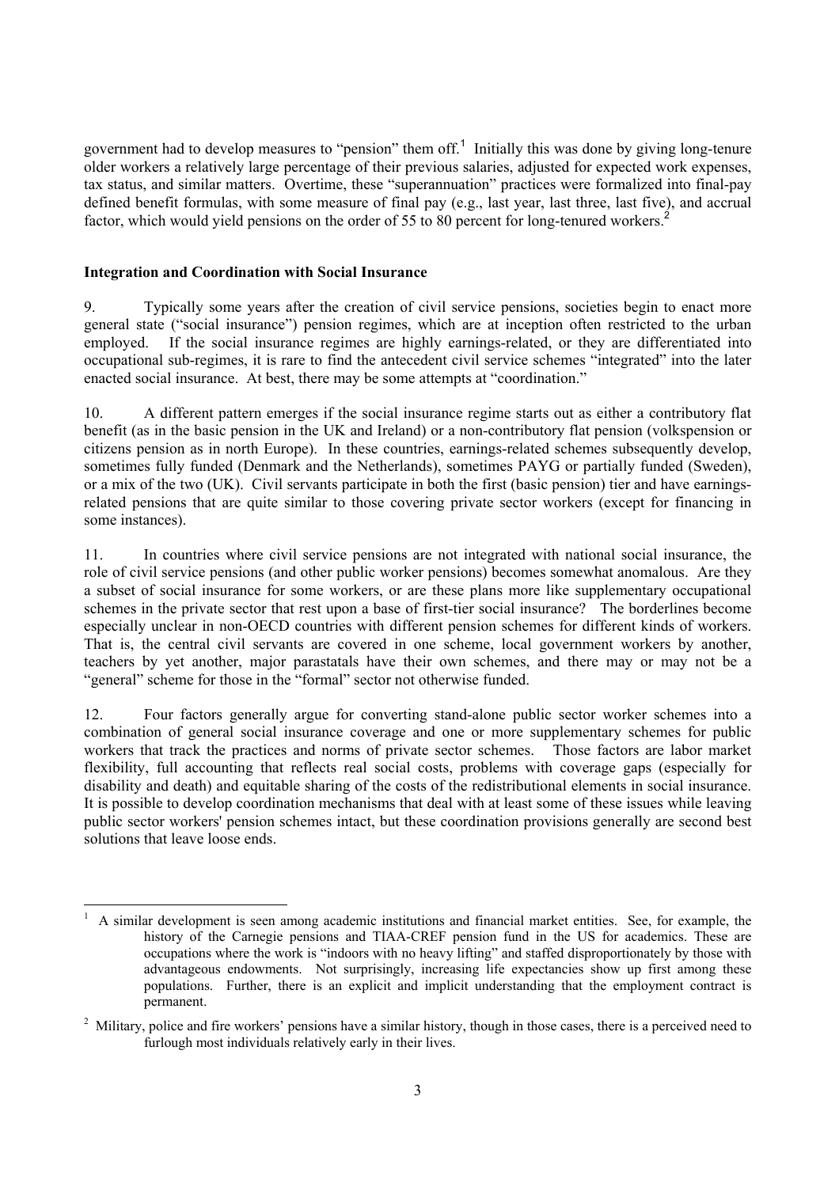government had to develop measures to "pension" them off.[1] Initially this was done by giving long-tenure older workers a relatively large percentage of their previous salaries, adjusted for expected work expenses, tax status, and similar matters. Overtime, these "superannuation" practices were formalized into final-pay defined benefit formulas, with some measure of final pay (e.g., last year, last three, last five), and accrual factor, which would yield pensions on the order of 55 to 80 percent for long-tenured workers.[2]

**Integration and Coordination with Social Insurance**

9. Typically some years after the creation of civil service pensions, societies begin to enact more general state ("social insurance") pension regimes, which are at inception often restricted to the urban employed. If the social insurance regimes are highly earnings-related, or they are differentiated into occupational sub-regimes, it is rare to find the antecedent civil service schemes "integrated" into the later enacted social insurance. At best, there may be some attempts at "coordination."

10. A different pattern emerges if the social insurance regime starts out as either a contributory flat benefit (as in the basic pension in the UK and Ireland) or a non-contributory flat pension (volkspension or citizens pension as in north Europe). In these countries, earnings-related schemes subsequently develop, sometimes fully funded (Denmark and the Netherlands), sometimes PAYG or partially funded (Sweden), or a mix of the two (UK). Civil servants participate in both the first (basic pension) tier and have earnings-related pensions that are quite similar to those covering private sector workers (except for financing in some instances).

11. In countries where civil service pensions are not integrated with national social insurance, the role of civil service pensions (and other public worker pensions) becomes somewhat anomalous. Are they a subset of social insurance for some workers, or are these plans more like supplementary occupational schemes in the private sector that rest upon a base of first-tier social insurance? The borderlines become especially unclear in non-OECD countries with different pension schemes for different kinds of workers. That is, the central civil servants are covered in one scheme, local government workers by another, teachers by yet another, major parastatals have their own schemes, and there may or may not be a "general" scheme for those in the "formal" sector not otherwise funded.

12. Four factors generally argue for converting stand-alone public sector worker schemes into a combination of general social insurance coverage and one or more supplementary schemes for public workers that track the practices and norms of private sector schemes. Those factors are labor market flexibility, full accounting that reflects real social costs, problems with coverage gaps (especially for disability and death) and equitable sharing of the costs of the redistributional elements in social insurance. It is possible to develop coordination mechanisms that deal with at least some of these issues while leaving public sector workers' pension schemes intact, but these coordination provisions generally are second best solutions that leave loose ends.

---

[1] A similar development is seen among academic institutions and financial market entities. See, for example, the history of the Carnegie pensions and TIAA-CREF pension fund in the US for academics. These are occupations where the work is "indoors with no heavy lifting" and staffed disproportionately by those with advantageous endowments. Not surprisingly, increasing life expectancies show up first among these populations. Further, there is an explicit and implicit understanding that the employment contract is permanent.

[2] Military, police and fire workers' pensions have a similar history, though in those cases, there is a perceived need to furlough most individuals relatively early in their lives.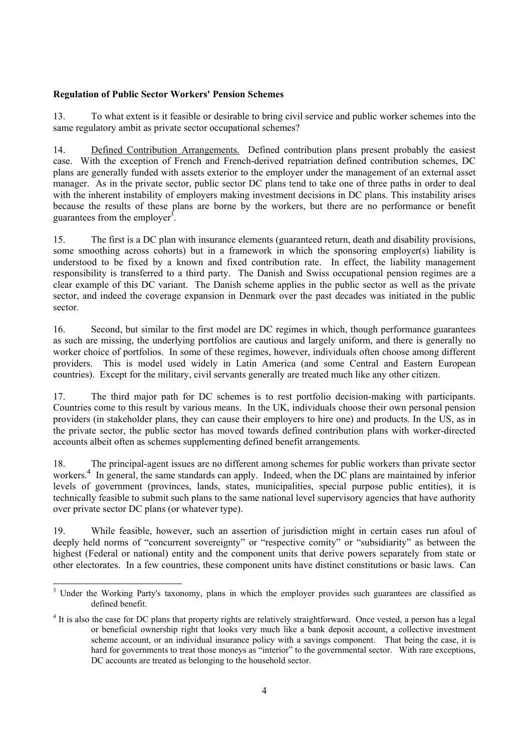**Regulation of Public Sector Workers' Pension Schemes**

13. To what extent is it feasible or desirable to bring civil service and public worker schemes into the same regulatory ambit as private sector occupational schemes?

14. Defined Contribution Arrangements. Defined contribution plans present probably the easiest case. With the exception of French and French-derived repatriation defined contribution schemes, DC plans are generally funded with assets exterior to the employer under the management of an external asset manager. As in the private sector, public sector DC plans tend to take one of three paths in order to deal with the inherent instability of employers making investment decisions in DC plans. This instability arises because the results of these plans are borne by the workers, but there are no performance or benefit guarantees from the employer[3].

15. The first is a DC plan with insurance elements (guaranteed return, death and disability provisions, some smoothing across cohorts) but in a framework in which the sponsoring employer(s) liability is understood to be fixed by a known and fixed contribution rate. In effect, the liability management responsibility is transferred to a third party. The Danish and Swiss occupational pension regimes are a clear example of this DC variant. The Danish scheme applies in the public sector as well as the private sector, and indeed the coverage expansion in Denmark over the past decades was initiated in the public sector.

16. Second, but similar to the first model are DC regimes in which, though performance guarantees as such are missing, the underlying portfolios are cautious and largely uniform, and there is generally no worker choice of portfolios. In some of these regimes, however, individuals often choose among different providers. This is model used widely in Latin America (and some Central and Eastern European countries). Except for the military, civil servants generally are treated much like any other citizen.

17. The third major path for DC schemes is to rest portfolio decision-making with participants. Countries come to this result by various means. In the UK, individuals choose their own personal pension providers (in stakeholder plans, they can cause their employers to hire one) and products. In the US, as in the private sector, the public sector has moved towards defined contribution plans with worker-directed accounts albeit often as schemes supplementing defined benefit arrangements.

18. The principal-agent issues are no different among schemes for public workers than private sector workers.[4] In general, the same standards can apply. Indeed, when the DC plans are maintained by inferior levels of government (provinces, lands, states, municipalities, special purpose public entities), it is technically feasible to submit such plans to the same national level supervisory agencies that have authority over private sector DC plans (or whatever type).

19. While feasible, however, such an assertion of jurisdiction might in certain cases run afoul of deeply held norms of "concurrent sovereignty" or "respective comity" or "subsidiarity" as between the highest (Federal or national) entity and the component units that derive powers separately from state or other electorates. In a few countries, these component units have distinct constitutions or basic laws. Can

---

[3] Under the Working Party's taxonomy, plans in which the employer provides such guarantees are classified as defined benefit.

[4] It is also the case for DC plans that property rights are relatively straightforward. Once vested, a person has a legal or beneficial ownership right that looks very much like a bank deposit account, a collective investment scheme account, or an individual insurance policy with a savings component. That being the case, it is hard for governments to treat those moneys as "interior" to the governmental sector. With rare exceptions, DC accounts are treated as belonging to the household sector.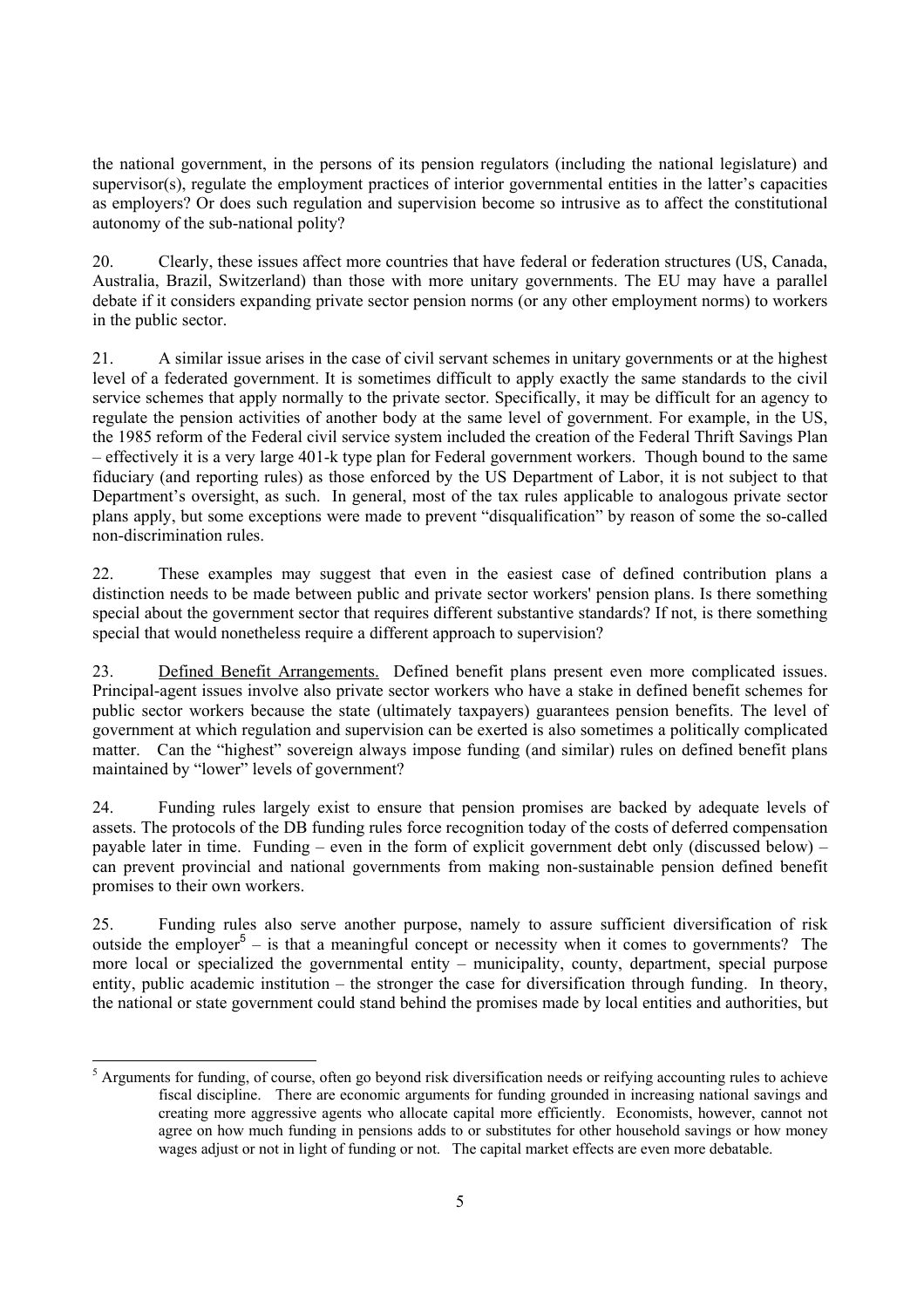the national government, in the persons of its pension regulators (including the national legislature) and supervisor(s), regulate the employment practices of interior governmental entities in the latter's capacities as employers? Or does such regulation and supervision become so intrusive as to affect the constitutional autonomy of the sub-national polity?

20. Clearly, these issues affect more countries that have federal or federation structures (US, Canada, Australia, Brazil, Switzerland) than those with more unitary governments. The EU may have a parallel debate if it considers expanding private sector pension norms (or any other employment norms) to workers in the public sector.

21. A similar issue arises in the case of civil servant schemes in unitary governments or at the highest level of a federated government. It is sometimes difficult to apply exactly the same standards to the civil service schemes that apply normally to the private sector. Specifically, it may be difficult for an agency to regulate the pension activities of another body at the same level of government. For example, in the US, the 1985 reform of the Federal civil service system included the creation of the Federal Thrift Savings Plan – effectively it is a very large 401-k type plan for Federal government workers. Though bound to the same fiduciary (and reporting rules) as those enforced by the US Department of Labor, it is not subject to that Department's oversight, as such. In general, most of the tax rules applicable to analogous private sector plans apply, but some exceptions were made to prevent "disqualification" by reason of some the so-called non-discrimination rules.

22. These examples may suggest that even in the easiest case of defined contribution plans a distinction needs to be made between public and private sector workers' pension plans. Is there something special about the government sector that requires different substantive standards? If not, is there something special that would nonetheless require a different approach to supervision?

23. Defined Benefit Arrangements. Defined benefit plans present even more complicated issues. Principal-agent issues involve also private sector workers who have a stake in defined benefit schemes for public sector workers because the state (ultimately taxpayers) guarantees pension benefits. The level of government at which regulation and supervision can be exerted is also sometimes a politically complicated matter. Can the "highest" sovereign always impose funding (and similar) rules on defined benefit plans maintained by "lower" levels of government?

24. Funding rules largely exist to ensure that pension promises are backed by adequate levels of assets. The protocols of the DB funding rules force recognition today of the costs of deferred compensation payable later in time. Funding – even in the form of explicit government debt only (discussed below) – can prevent provincial and national governments from making non-sustainable pension defined benefit promises to their own workers.

25. Funding rules also serve another purpose, namely to assure sufficient diversification of risk outside the employer[5] – is that a meaningful concept or necessity when it comes to governments? The more local or specialized the governmental entity – municipality, county, department, special purpose entity, public academic institution – the stronger the case for diversification through funding. In theory, the national or state government could stand behind the promises made by local entities and authorities, but

[5] Arguments for funding, of course, often go beyond risk diversification needs or reifying accounting rules to achieve fiscal discipline. There are economic arguments for funding grounded in increasing national savings and creating more aggressive agents who allocate capital more efficiently. Economists, however, cannot not agree on how much funding in pensions adds to or substitutes for other household savings or how money wages adjust or not in light of funding or not. The capital market effects are even more debatable.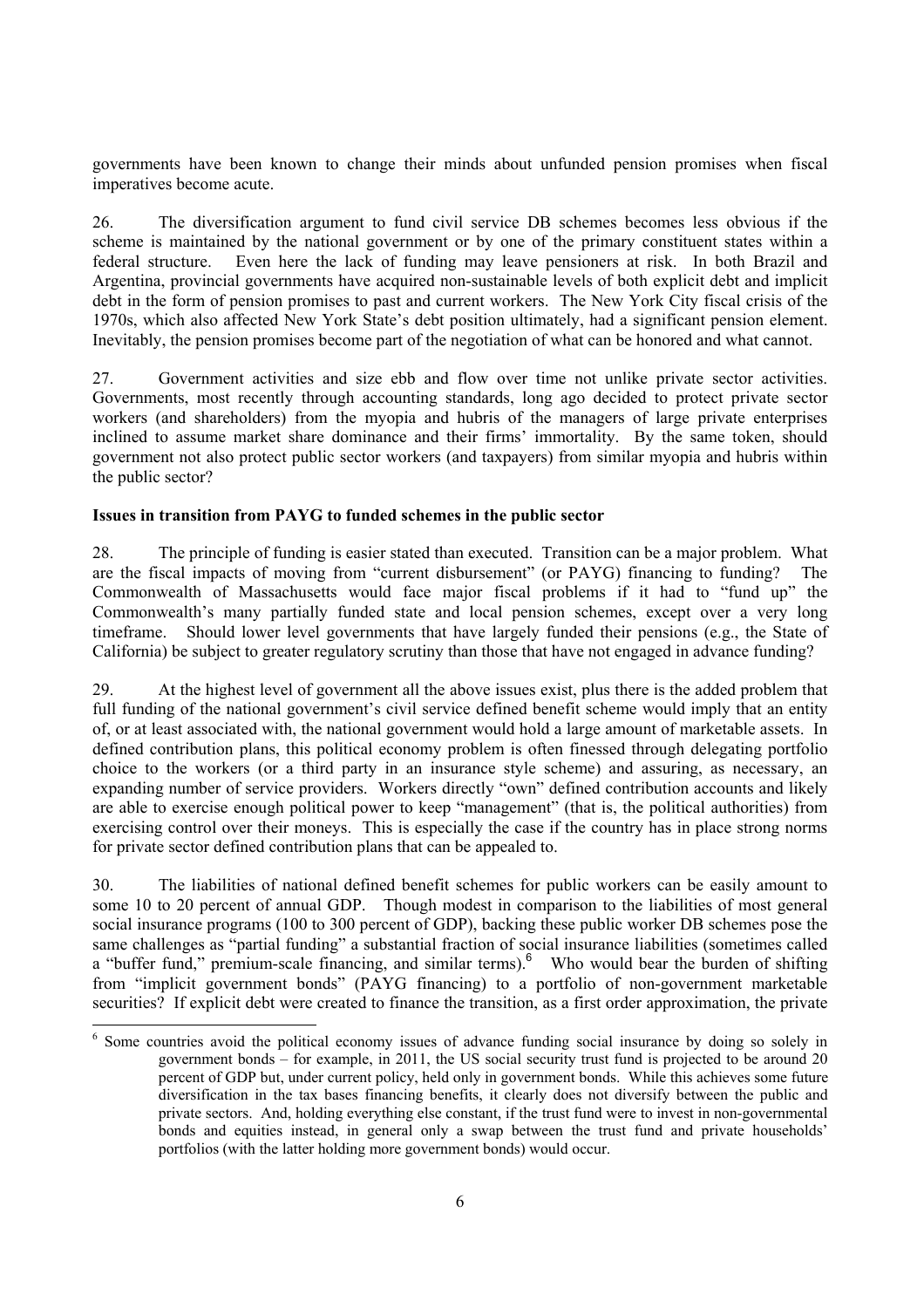governments have been known to change their minds about unfunded pension promises when fiscal imperatives become acute.

26. The diversification argument to fund civil service DB schemes becomes less obvious if the scheme is maintained by the national government or by one of the primary constituent states within a federal structure. Even here the lack of funding may leave pensioners at risk. In both Brazil and Argentina, provincial governments have acquired non-sustainable levels of both explicit debt and implicit debt in the form of pension promises to past and current workers. The New York City fiscal crisis of the 1970s, which also affected New York State's debt position ultimately, had a significant pension element. Inevitably, the pension promises become part of the negotiation of what can be honored and what cannot.

27. Government activities and size ebb and flow over time not unlike private sector activities. Governments, most recently through accounting standards, long ago decided to protect private sector workers (and shareholders) from the myopia and hubris of the managers of large private enterprises inclined to assume market share dominance and their firms' immortality. By the same token, should government not also protect public sector workers (and taxpayers) from similar myopia and hubris within the public sector?

**Issues in transition from PAYG to funded schemes in the public sector**

28. The principle of funding is easier stated than executed. Transition can be a major problem. What are the fiscal impacts of moving from "current disbursement" (or PAYG) financing to funding? The Commonwealth of Massachusetts would face major fiscal problems if it had to "fund up" the Commonwealth's many partially funded state and local pension schemes, except over a very long timeframe. Should lower level governments that have largely funded their pensions (e.g., the State of California) be subject to greater regulatory scrutiny than those that have not engaged in advance funding?

29. At the highest level of government all the above issues exist, plus there is the added problem that full funding of the national government's civil service defined benefit scheme would imply that an entity of, or at least associated with, the national government would hold a large amount of marketable assets. In defined contribution plans, this political economy problem is often finessed through delegating portfolio choice to the workers (or a third party in an insurance style scheme) and assuring, as necessary, an expanding number of service providers. Workers directly "own" defined contribution accounts and likely are able to exercise enough political power to keep "management" (that is, the political authorities) from exercising control over their moneys. This is especially the case if the country has in place strong norms for private sector defined contribution plans that can be appealed to.

30. The liabilities of national defined benefit schemes for public workers can be easily amount to some 10 to 20 percent of annual GDP. Though modest in comparison to the liabilities of most general social insurance programs (100 to 300 percent of GDP), backing these public worker DB schemes pose the same challenges as "partial funding" a substantial fraction of social insurance liabilities (sometimes called a "buffer fund," premium-scale financing, and similar terms).[6] Who would bear the burden of shifting from "implicit government bonds" (PAYG financing) to a portfolio of non-government marketable securities? If explicit debt were created to finance the transition, as a first order approximation, the private

---

[6] Some countries avoid the political economy issues of advance funding social insurance by doing so solely in government bonds – for example, in 2011, the US social security trust fund is projected to be around 20 percent of GDP but, under current policy, held only in government bonds. While this achieves some future diversification in the tax bases financing benefits, it clearly does not diversify between the public and private sectors. And, holding everything else constant, if the trust fund were to invest in non-governmental bonds and equities instead, in general only a swap between the trust fund and private households' portfolios (with the latter holding more government bonds) would occur.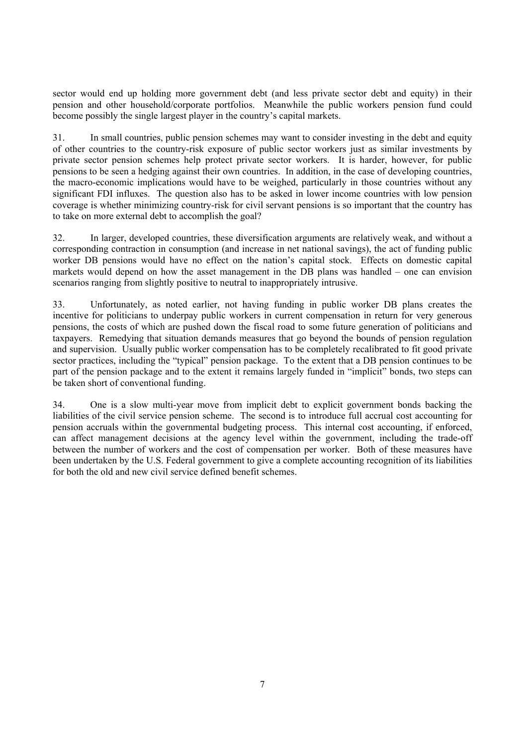sector would end up holding more government debt (and less private sector debt and equity) in their pension and other household/corporate portfolios. Meanwhile the public workers pension fund could become possibly the single largest player in the country's capital markets.

31. In small countries, public pension schemes may want to consider investing in the debt and equity of other countries to the country-risk exposure of public sector workers just as similar investments by private sector pension schemes help protect private sector workers. It is harder, however, for public pensions to be seen a hedging against their own countries. In addition, in the case of developing countries, the macro-economic implications would have to be weighed, particularly in those countries without any significant FDI influxes. The question also has to be asked in lower income countries with low pension coverage is whether minimizing country-risk for civil servant pensions is so important that the country has to take on more external debt to accomplish the goal?

32. In larger, developed countries, these diversification arguments are relatively weak, and without a corresponding contraction in consumption (and increase in net national savings), the act of funding public worker DB pensions would have no effect on the nation's capital stock. Effects on domestic capital markets would depend on how the asset management in the DB plans was handled – one can envision scenarios ranging from slightly positive to neutral to inappropriately intrusive.

33. Unfortunately, as noted earlier, not having funding in public worker DB plans creates the incentive for politicians to underpay public workers in current compensation in return for very generous pensions, the costs of which are pushed down the fiscal road to some future generation of politicians and taxpayers. Remedying that situation demands measures that go beyond the bounds of pension regulation and supervision. Usually public worker compensation has to be completely recalibrated to fit good private sector practices, including the "typical" pension package. To the extent that a DB pension continues to be part of the pension package and to the extent it remains largely funded in "implicit" bonds, two steps can be taken short of conventional funding.

34. One is a slow multi-year move from implicit debt to explicit government bonds backing the liabilities of the civil service pension scheme. The second is to introduce full accrual cost accounting for pension accruals within the governmental budgeting process. This internal cost accounting, if enforced, can affect management decisions at the agency level within the government, including the trade-off between the number of workers and the cost of compensation per worker. Both of these measures have been undertaken by the U.S. Federal government to give a complete accounting recognition of its liabilities for both the old and new civil service defined benefit schemes.